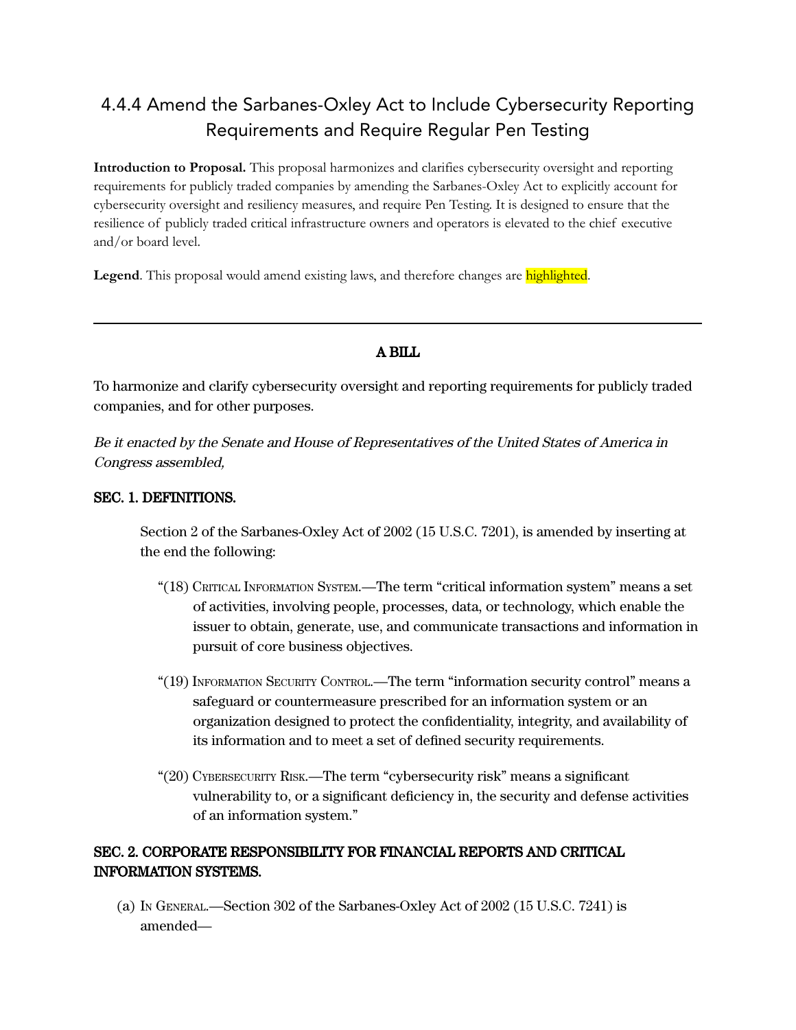# 4.4.4 Amend the Sarbanes-Oxley Act to Include Cybersecurity Reporting Requirements and Require Regular Pen Testing

**Introduction to Proposal.** This proposal harmonizes and clarifies cybersecurity oversight and reporting requirements for publicly traded companies by amending the Sarbanes-Oxley Act to explicitly account for cybersecurity oversight and resiliency measures, and require Pen Testing. It is designed to ensure that the resilience of publicly traded critical infrastructure owners and operators is elevated to the chief executive and/or board level.

**Legend**. This proposal would amend existing laws, and therefore changes are highlighted.

---

**A BILL**

To harmonize and clarify cybersecurity oversight and reporting requirements for publicly traded companies, and for other purposes.

*Be it enacted by the Senate and House of Representatives of the United States of America in Congress assembled,*

**SEC. 1. DEFINITIONS.**

Section 2 of the Sarbanes-Oxley Act of 2002 (15 U.S.C. 7201), is amended by inserting at the end the following:

"(18) CRITICAL INFORMATION SYSTEM.—The term "critical information system" means a set of activities, involving people, processes, data, or technology, which enable the issuer to obtain, generate, use, and communicate transactions and information in pursuit of core business objectives.

"(19) INFORMATION SECURITY CONTROL.—The term "information security control" means a safeguard or countermeasure prescribed for an information system or an organization designed to protect the confidentiality, integrity, and availability of its information and to meet a set of defined security requirements.

"(20) CYBERSECURITY RISK.—The term "cybersecurity risk" means a significant vulnerability to, or a significant deficiency in, the security and defense activities of an information system."

**SEC. 2. CORPORATE RESPONSIBILITY FOR FINANCIAL REPORTS AND CRITICAL INFORMATION SYSTEMS.**

(a) IN GENERAL.—Section 302 of the Sarbanes-Oxley Act of 2002 (15 U.S.C. 7241) is amended—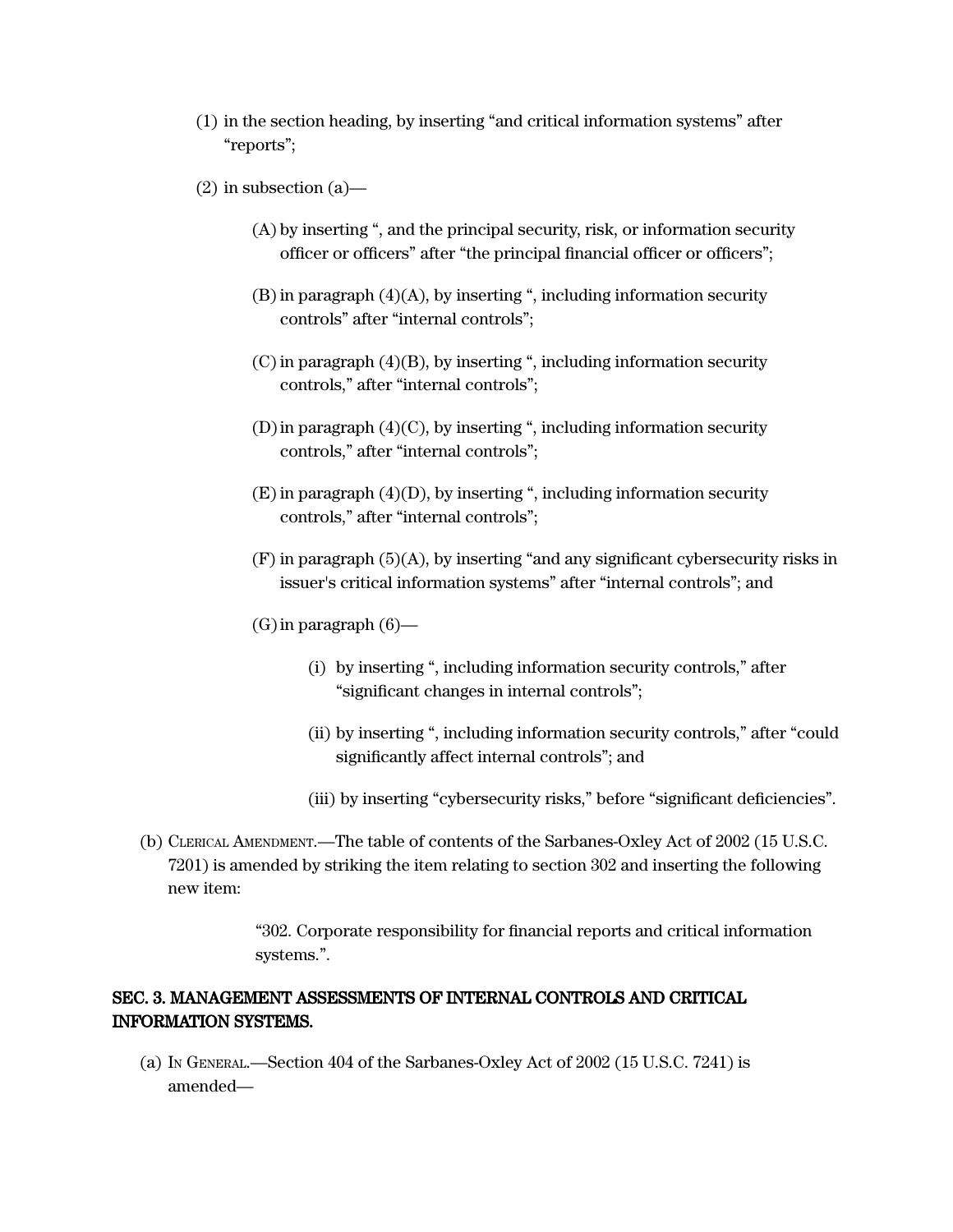(1) in the section heading, by inserting “and critical information systems” after “reports”;

(2) in subsection (a)—

  (A) by inserting “, and the principal security, risk, or information security officer or officers” after “the principal financial officer or officers”;

  (B) in paragraph (4)(A), by inserting “, including information security controls” after “internal controls”;

  (C) in paragraph (4)(B), by inserting “, including information security controls,” after “internal controls”;

  (D) in paragraph (4)(C), by inserting “, including information security controls,” after “internal controls”;

  (E) in paragraph (4)(D), by inserting “, including information security controls,” after “internal controls”;

  (F) in paragraph (5)(A), by inserting “and any significant cybersecurity risks in issuer's critical information systems” after “internal controls”; and

  (G) in paragraph (6)—

    (i) by inserting “, including information security controls,” after “significant changes in internal controls”;

    (ii) by inserting “, including information security controls,” after “could significantly affect internal controls”; and

    (iii) by inserting “cybersecurity risks,” before “significant deficiencies”.

(b) Clerical Amendment.—The table of contents of the Sarbanes-Oxley Act of 2002 (15 U.S.C. 7201) is amended by striking the item relating to section 302 and inserting the following new item:

> “302. Corporate responsibility for financial reports and critical information systems.”.

**SEC. 3. MANAGEMENT ASSESSMENTS OF INTERNAL CONTROLS AND CRITICAL INFORMATION SYSTEMS.**

(a) In General.—Section 404 of the Sarbanes-Oxley Act of 2002 (15 U.S.C. 7241) is amended—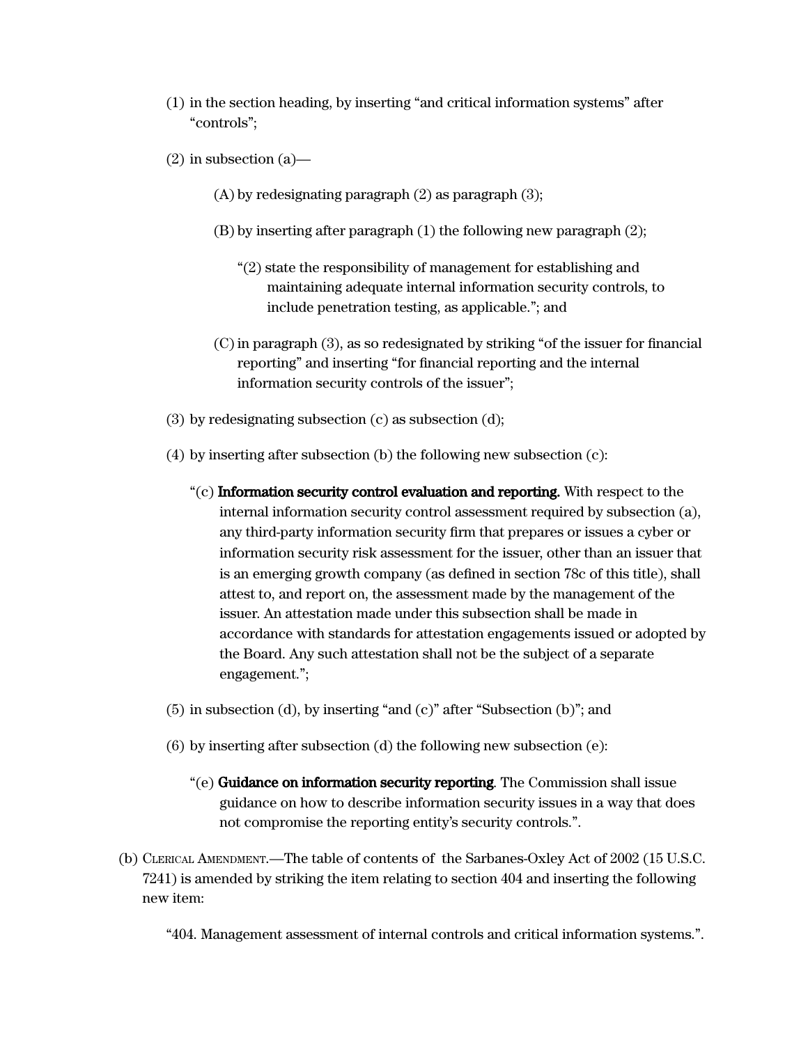(1) in the section heading, by inserting “and critical information systems” after “controls”;

(2) in subsection (a)—

> (A) by redesignating paragraph (2) as paragraph (3);
>
> (B) by inserting after paragraph (1) the following new paragraph (2);
>
> > “(2) state the responsibility of management for establishing and maintaining adequate internal information security controls, to include penetration testing, as applicable.”; and
>
> (C) in paragraph (3), as so redesignated by striking “of the issuer for financial reporting” and inserting “for financial reporting and the internal information security controls of the issuer”;

(3) by redesignating subsection (c) as subsection (d);

(4) by inserting after subsection (b) the following new subsection (c):

> “(c) **Information security control evaluation and reporting.** With respect to the internal information security control assessment required by subsection (a), any third-party information security firm that prepares or issues a cyber or information security risk assessment for the issuer, other than an issuer that is an emerging growth company (as defined in section 78c of this title), shall attest to, and report on, the assessment made by the management of the issuer. An attestation made under this subsection shall be made in accordance with standards for attestation engagements issued or adopted by the Board. Any such attestation shall not be the subject of a separate engagement.”;

(5) in subsection (d), by inserting “and (c)” after “Subsection (b)”; and

(6) by inserting after subsection (d) the following new subsection (e):

> “(e) **Guidance on information security reporting**. The Commission shall issue guidance on how to describe information security issues in a way that does not compromise the reporting entity’s security controls.”.

(b) CLERICAL AMENDMENT.—The table of contents of the Sarbanes-Oxley Act of 2002 (15 U.S.C. 7241) is amended by striking the item relating to section 404 and inserting the following new item:

> “404. Management assessment of internal controls and critical information systems.”.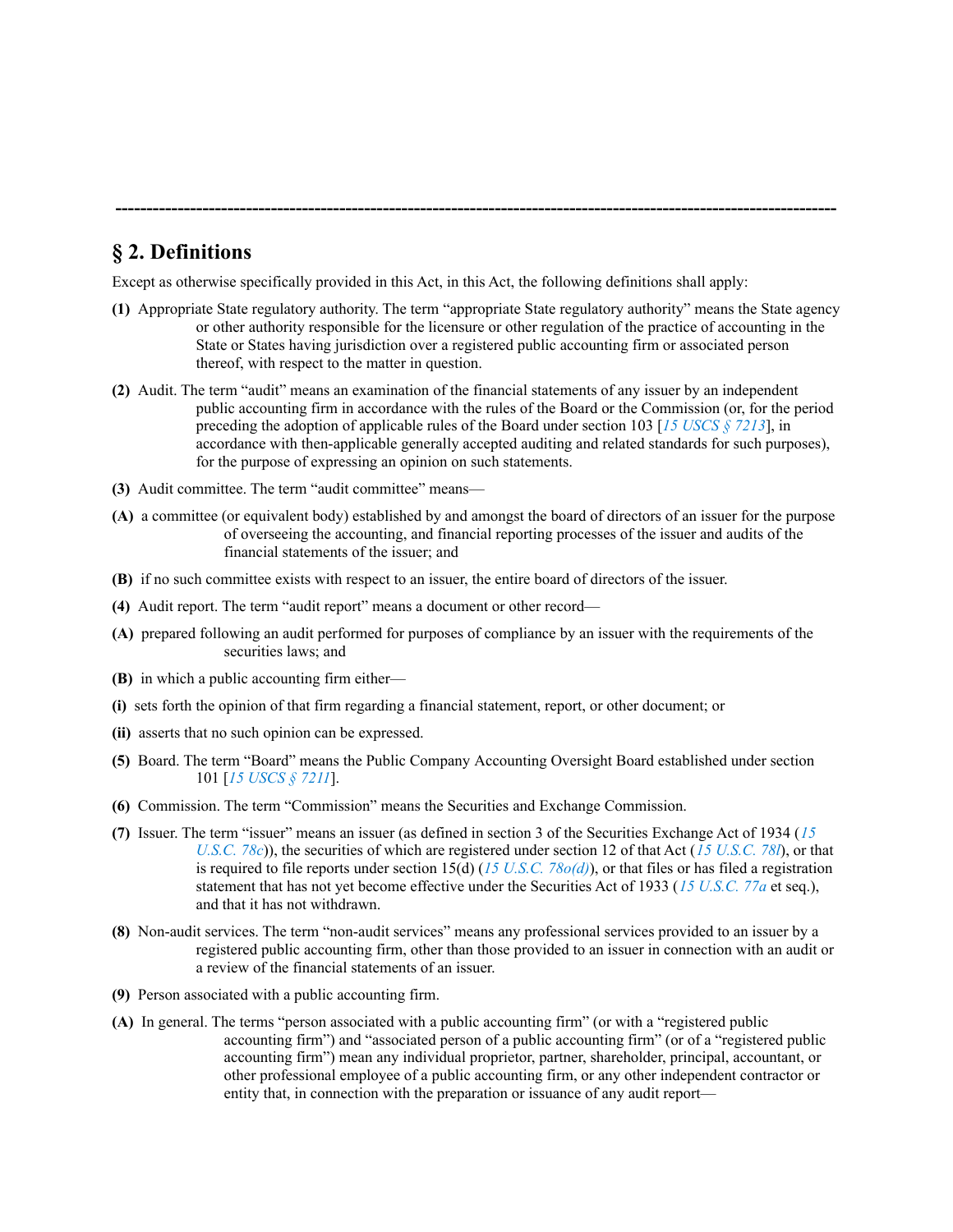---

## § 2. Definitions

Except as otherwise specifically provided in this Act, in this Act, the following definitions shall apply:

**(1)** Appropriate State regulatory authority. The term "appropriate State regulatory authority" means the State agency or other authority responsible for the licensure or other regulation of the practice of accounting in the State or States having jurisdiction over a registered public accounting firm or associated person thereof, with respect to the matter in question.

**(2)** Audit. The term "audit" means an examination of the financial statements of any issuer by an independent public accounting firm in accordance with the rules of the Board or the Commission (or, for the period preceding the adoption of applicable rules of the Board under section 103 [*15 USCS § 7213*], in accordance with then-applicable generally accepted auditing and related standards for such purposes), for the purpose of expressing an opinion on such statements.

**(3)** Audit committee. The term "audit committee" means—

**(A)** a committee (or equivalent body) established by and amongst the board of directors of an issuer for the purpose of overseeing the accounting, and financial reporting processes of the issuer and audits of the financial statements of the issuer; and

**(B)** if no such committee exists with respect to an issuer, the entire board of directors of the issuer.

**(4)** Audit report. The term "audit report" means a document or other record—

**(A)** prepared following an audit performed for purposes of compliance by an issuer with the requirements of the securities laws; and

**(B)** in which a public accounting firm either—

**(i)** sets forth the opinion of that firm regarding a financial statement, report, or other document; or

**(ii)** asserts that no such opinion can be expressed.

**(5)** Board. The term "Board" means the Public Company Accounting Oversight Board established under section 101 [*15 USCS § 7211*].

**(6)** Commission. The term "Commission" means the Securities and Exchange Commission.

**(7)** Issuer. The term "issuer" means an issuer (as defined in section 3 of the Securities Exchange Act of 1934 (*15 U.S.C. 78c*)), the securities of which are registered under section 12 of that Act (*15 U.S.C. 78l*), or that is required to file reports under section 15(d) (*15 U.S.C. 78o(d)*), or that files or has filed a registration statement that has not yet become effective under the Securities Act of 1933 (*15 U.S.C. 77a* et seq.), and that it has not withdrawn.

**(8)** Non-audit services. The term "non-audit services" means any professional services provided to an issuer by a registered public accounting firm, other than those provided to an issuer in connection with an audit or a review of the financial statements of an issuer.

**(9)** Person associated with a public accounting firm.

**(A)** In general. The terms "person associated with a public accounting firm" (or with a "registered public accounting firm") and "associated person of a public accounting firm" (or of a "registered public accounting firm") mean any individual proprietor, partner, shareholder, principal, accountant, or other professional employee of a public accounting firm, or any other independent contractor or entity that, in connection with the preparation or issuance of any audit report—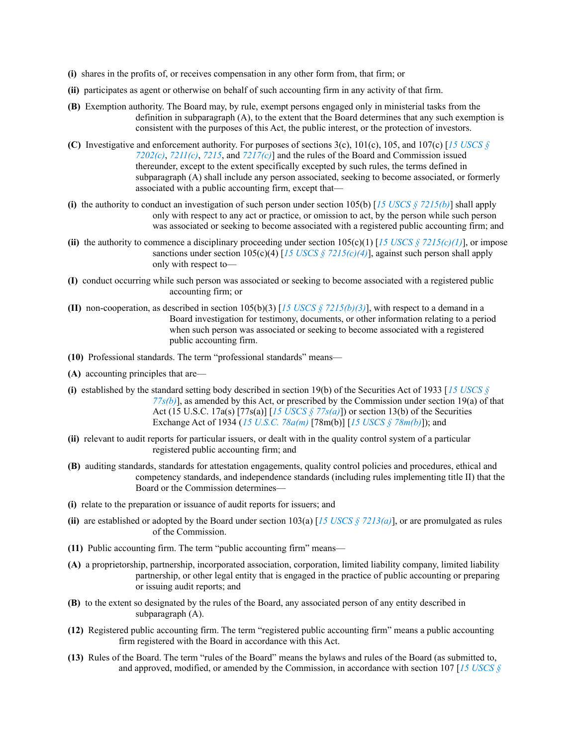**(i)** shares in the profits of, or receives compensation in any other form from, that firm; or

**(ii)** participates as agent or otherwise on behalf of such accounting firm in any activity of that firm.

**(B)** Exemption authority. The Board may, by rule, exempt persons engaged only in ministerial tasks from the definition in subparagraph (A), to the extent that the Board determines that any such exemption is consistent with the purposes of this Act, the public interest, or the protection of investors.

**(C)** Investigative and enforcement authority. For purposes of sections 3(c), 101(c), 105, and 107(c) [*15 USCS § 7202(c)*, *7211(c)*, *7215*, and *7217(c)*] and the rules of the Board and Commission issued thereunder, except to the extent specifically excepted by such rules, the terms defined in subparagraph (A) shall include any person associated, seeking to become associated, or formerly associated with a public accounting firm, except that—

**(i)** the authority to conduct an investigation of such person under section 105(b) [*15 USCS § 7215(b)*] shall apply only with respect to any act or practice, or omission to act, by the person while such person was associated or seeking to become associated with a registered public accounting firm; and

**(ii)** the authority to commence a disciplinary proceeding under section 105(c)(1) [*15 USCS § 7215(c)(1)*], or impose sanctions under section 105(c)(4) [*15 USCS § 7215(c)(4)*], against such person shall apply only with respect to—

**(I)** conduct occurring while such person was associated or seeking to become associated with a registered public accounting firm; or

**(II)** non-cooperation, as described in section 105(b)(3) [*15 USCS § 7215(b)(3)*], with respect to a demand in a Board investigation for testimony, documents, or other information relating to a period when such person was associated or seeking to become associated with a registered public accounting firm.

**(10)** Professional standards. The term "professional standards" means—

**(A)** accounting principles that are—

**(i)** established by the standard setting body described in section 19(b) of the Securities Act of 1933 [*15 USCS § 77s(b)*], as amended by this Act, or prescribed by the Commission under section 19(a) of that Act (15 U.S.C. 17a(s) [77s(a)] [*15 USCS § 77s(a)*]) or section 13(b) of the Securities Exchange Act of 1934 (*15 U.S.C. 78a(m)* [78m(b)] [*15 USCS § 78m(b)*]); and

**(ii)** relevant to audit reports for particular issuers, or dealt with in the quality control system of a particular registered public accounting firm; and

**(B)** auditing standards, standards for attestation engagements, quality control policies and procedures, ethical and competency standards, and independence standards (including rules implementing title II) that the Board or the Commission determines—

**(i)** relate to the preparation or issuance of audit reports for issuers; and

**(ii)** are established or adopted by the Board under section 103(a) [*15 USCS § 7213(a)*], or are promulgated as rules of the Commission.

**(11)** Public accounting firm. The term "public accounting firm" means—

**(A)** a proprietorship, partnership, incorporated association, corporation, limited liability company, limited liability partnership, or other legal entity that is engaged in the practice of public accounting or preparing or issuing audit reports; and

**(B)** to the extent so designated by the rules of the Board, any associated person of any entity described in subparagraph (A).

**(12)** Registered public accounting firm. The term "registered public accounting firm" means a public accounting firm registered with the Board in accordance with this Act.

**(13)** Rules of the Board. The term "rules of the Board" means the bylaws and rules of the Board (as submitted to, and approved, modified, or amended by the Commission, in accordance with section 107 [*15 USCS §*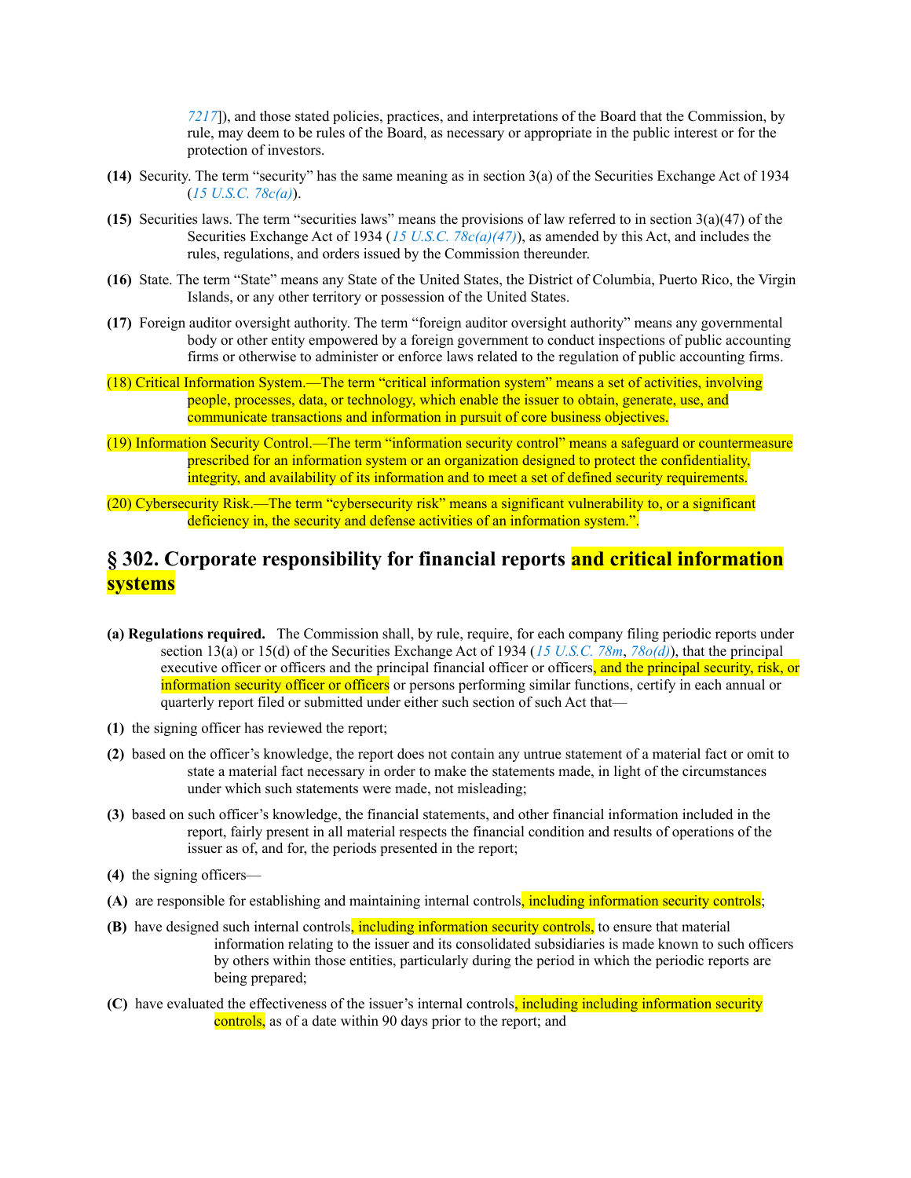7217]), and those stated policies, practices, and interpretations of the Board that the Commission, by rule, may deem to be rules of the Board, as necessary or appropriate in the public interest or for the protection of investors.

**(14)** Security. The term "security" has the same meaning as in section 3(a) of the Securities Exchange Act of 1934 (*15 U.S.C. 78c(a)*).

**(15)** Securities laws. The term "securities laws" means the provisions of law referred to in section 3(a)(47) of the Securities Exchange Act of 1934 (*15 U.S.C. 78c(a)(47)*), as amended by this Act, and includes the rules, regulations, and orders issued by the Commission thereunder.

**(16)** State. The term "State" means any State of the United States, the District of Columbia, Puerto Rico, the Virgin Islands, or any other territory or possession of the United States.

**(17)** Foreign auditor oversight authority. The term "foreign auditor oversight authority" means any governmental body or other entity empowered by a foreign government to conduct inspections of public accounting firms or otherwise to administer or enforce laws related to the regulation of public accounting firms.

(18) Critical Information System.—The term "critical information system" means a set of activities, involving people, processes, data, or technology, which enable the issuer to obtain, generate, use, and communicate transactions and information in pursuit of core business objectives.

(19) Information Security Control.—The term "information security control" means a safeguard or countermeasure prescribed for an information system or an organization designed to protect the confidentiality, integrity, and availability of its information and to meet a set of defined security requirements.

(20) Cybersecurity Risk.—The term "cybersecurity risk" means a significant vulnerability to, or a significant deficiency in, the security and defense activities of an information system.".

## § 302. Corporate responsibility for financial reports and critical information systems

**(a) Regulations required.** The Commission shall, by rule, require, for each company filing periodic reports under section 13(a) or 15(d) of the Securities Exchange Act of 1934 (*15 U.S.C. 78m*, *78o(d)*), that the principal executive officer or officers and the principal financial officer or officers, and the principal security, risk, or information security officer or officers or persons performing similar functions, certify in each annual or quarterly report filed or submitted under either such section of such Act that—

**(1)** the signing officer has reviewed the report;

**(2)** based on the officer's knowledge, the report does not contain any untrue statement of a material fact or omit to state a material fact necessary in order to make the statements made, in light of the circumstances under which such statements were made, not misleading;

**(3)** based on such officer's knowledge, the financial statements, and other financial information included in the report, fairly present in all material respects the financial condition and results of operations of the issuer as of, and for, the periods presented in the report;

**(4)** the signing officers—

**(A)** are responsible for establishing and maintaining internal controls, including information security controls;

**(B)** have designed such internal controls, including information security controls, to ensure that material information relating to the issuer and its consolidated subsidiaries is made known to such officers by others within those entities, particularly during the period in which the periodic reports are being prepared;

**(C)** have evaluated the effectiveness of the issuer's internal controls, including including information security controls, as of a date within 90 days prior to the report; and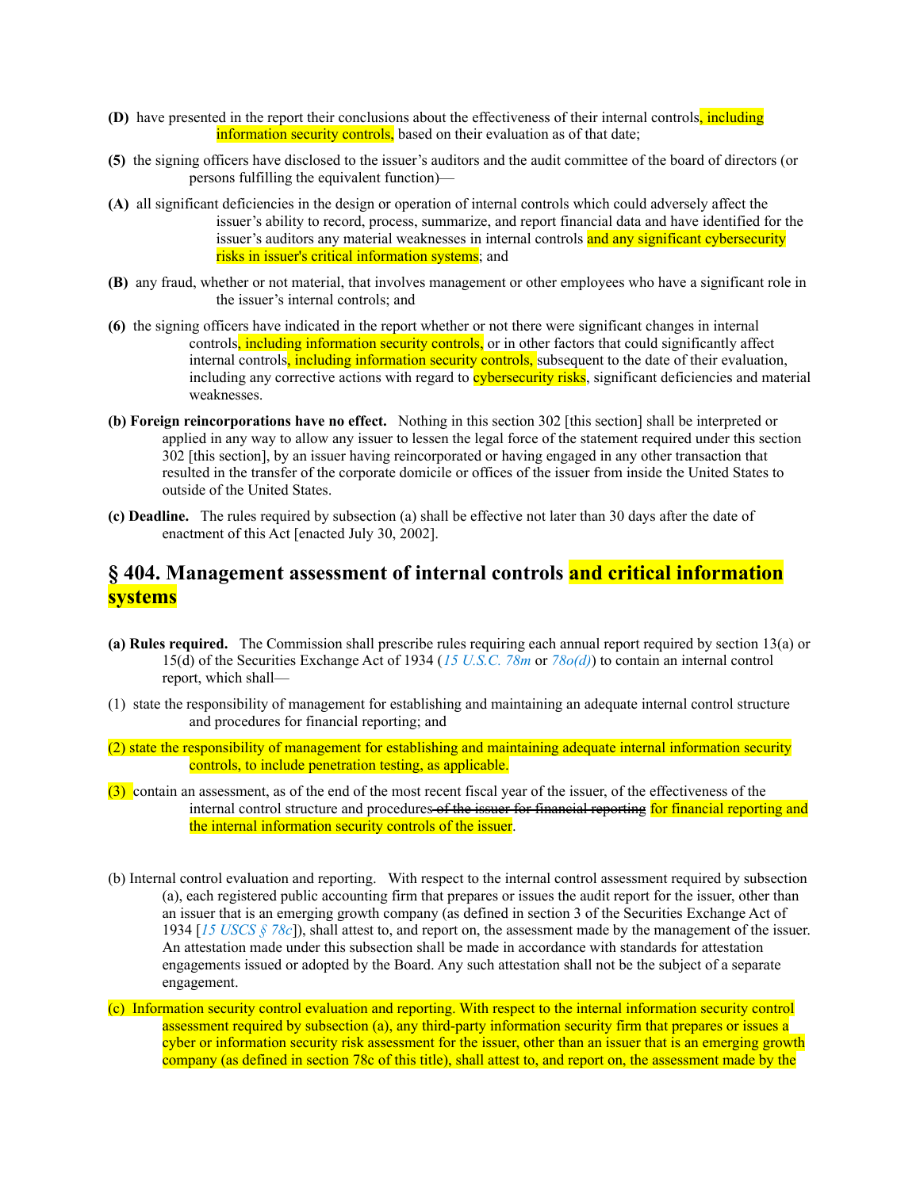**(D)** have presented in the report their conclusions about the effectiveness of their internal controls, including information security controls, based on their evaluation as of that date;

**(5)** the signing officers have disclosed to the issuer's auditors and the audit committee of the board of directors (or persons fulfilling the equivalent function)—

**(A)** all significant deficiencies in the design or operation of internal controls which could adversely affect the issuer's ability to record, process, summarize, and report financial data and have identified for the issuer's auditors any material weaknesses in internal controls and any significant cybersecurity risks in issuer's critical information systems; and

**(B)** any fraud, whether or not material, that involves management or other employees who have a significant role in the issuer's internal controls; and

**(6)** the signing officers have indicated in the report whether or not there were significant changes in internal controls, including information security controls, or in other factors that could significantly affect internal controls, including information security controls, subsequent to the date of their evaluation, including any corrective actions with regard to cybersecurity risks, significant deficiencies and material weaknesses.

**(b) Foreign reincorporations have no effect.** Nothing in this section 302 [this section] shall be interpreted or applied in any way to allow any issuer to lessen the legal force of the statement required under this section 302 [this section], by an issuer having reincorporated or having engaged in any other transaction that resulted in the transfer of the corporate domicile or offices of the issuer from inside the United States to outside of the United States.

**(c) Deadline.** The rules required by subsection (a) shall be effective not later than 30 days after the date of enactment of this Act [enacted July 30, 2002].

## § 404. Management assessment of internal controls and critical information systems

**(a) Rules required.** The Commission shall prescribe rules requiring each annual report required by section 13(a) or 15(d) of the Securities Exchange Act of 1934 (*15 U.S.C. 78m* or *78o(d)*) to contain an internal control report, which shall—

(1) state the responsibility of management for establishing and maintaining an adequate internal control structure and procedures for financial reporting; and

(2) state the responsibility of management for establishing and maintaining adequate internal information security controls, to include penetration testing, as applicable.

(3) contain an assessment, as of the end of the most recent fiscal year of the issuer, of the effectiveness of the internal control structure and procedures ~~of the issuer for financial reporting~~ for financial reporting and the internal information security controls of the issuer.

(b) Internal control evaluation and reporting. With respect to the internal control assessment required by subsection (a), each registered public accounting firm that prepares or issues the audit report for the issuer, other than an issuer that is an emerging growth company (as defined in section 3 of the Securities Exchange Act of 1934 [*15 USCS § 78c*]), shall attest to, and report on, the assessment made by the management of the issuer. An attestation made under this subsection shall be made in accordance with standards for attestation engagements issued or adopted by the Board. Any such attestation shall not be the subject of a separate engagement.

(c) Information security control evaluation and reporting. With respect to the internal information security control assessment required by subsection (a), any third-party information security firm that prepares or issues a cyber or information security risk assessment for the issuer, other than an issuer that is an emerging growth company (as defined in section 78c of this title), shall attest to, and report on, the assessment made by the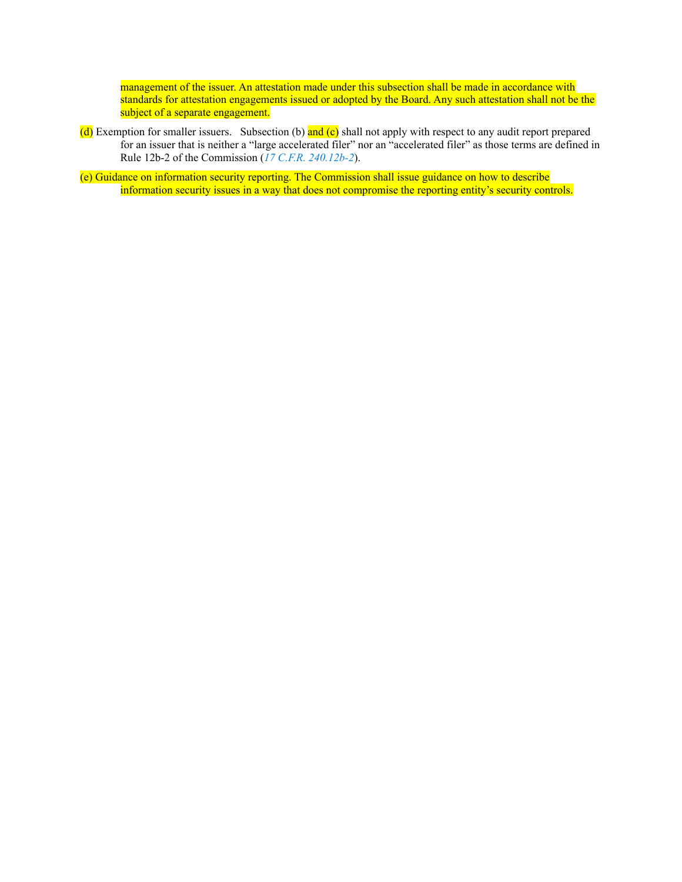management of the issuer. An attestation made under this subsection shall be made in accordance with standards for attestation engagements issued or adopted by the Board. Any such attestation shall not be the subject of a separate engagement.

(d) Exemption for smaller issuers. Subsection (b) and (c) shall not apply with respect to any audit report prepared for an issuer that is neither a "large accelerated filer" nor an "accelerated filer" as those terms are defined in Rule 12b-2 of the Commission (*17 C.F.R. 240.12b-2*).

(e) Guidance on information security reporting. The Commission shall issue guidance on how to describe information security issues in a way that does not compromise the reporting entity's security controls.